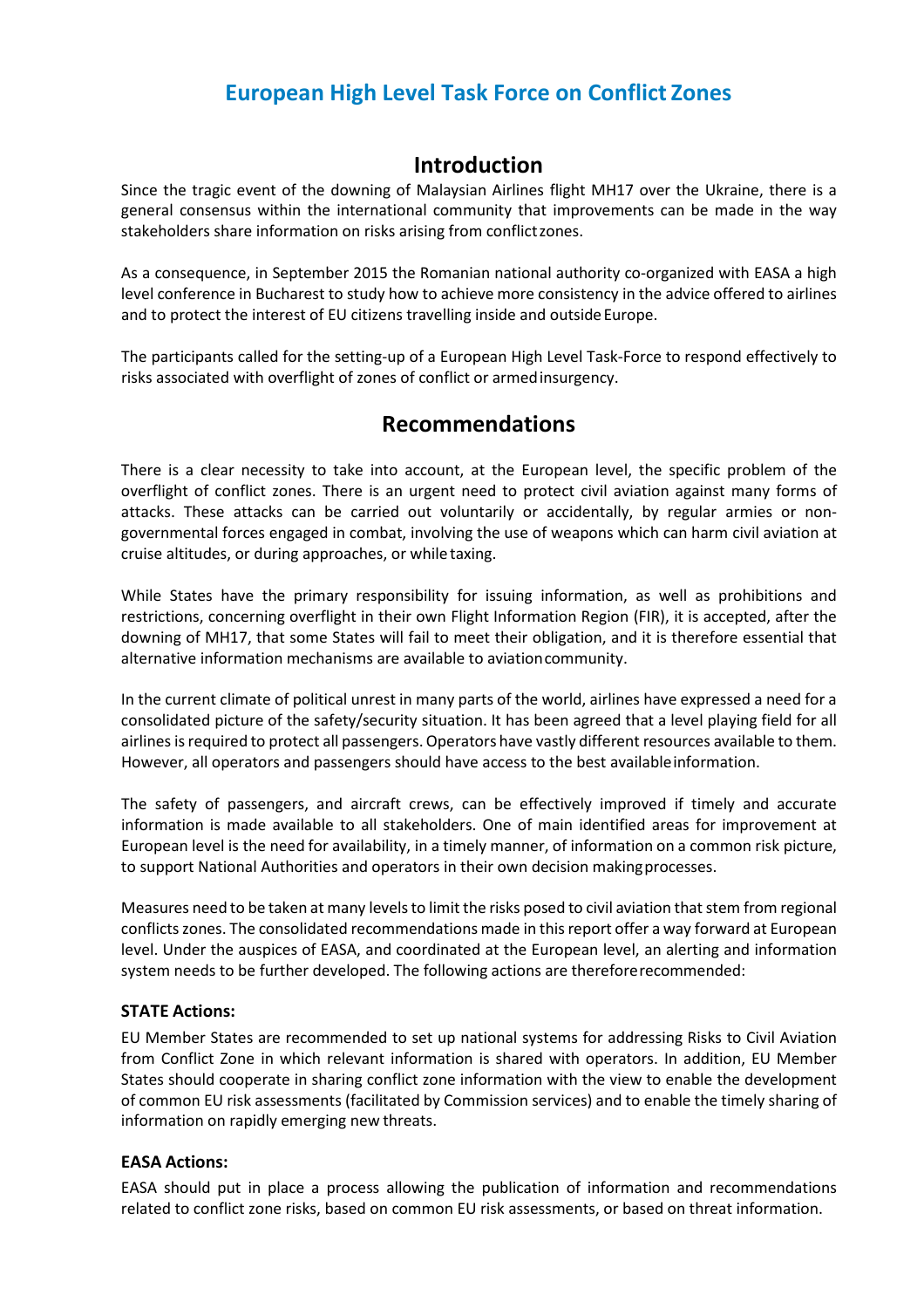# European High Level Task Force on Conflict Zones

## Introduction

Since the tragic event of the downing of Malaysian Airlines flight MH17 over the Ukraine, there is a general consensus within the international community that improvements can be made in the way stakeholders share information on risks arising from conflict zones.

As a consequence, in September 2015 the Romanian national authority co-organized with EASA a high level conference in Bucharest to study how to achieve more consistency in the advice offered to airlines and to protect the interest of EU citizens travelling inside and outside Europe.

The participants called for the setting-up of a European High Level Task-Force to respond effectively to risks associated with overflight of zones of conflict or armed insurgency.

## Recommendations

There is a clear necessity to take into account, at the European level, the specific problem of the overflight of conflict zones. There is an urgent need to protect civil aviation against many forms of attacks. These attacks can be carried out voluntarily or accidentally, by regular armies or non-governmental forces engaged in combat, involving the use of weapons which can harm civil aviation at cruise altitudes, or during approaches, or while taxing.

While States have the primary responsibility for issuing information, as well as prohibitions and restrictions, concerning overflight in their own Flight Information Region (FIR), it is accepted, after the downing of MH17, that some States will fail to meet their obligation, and it is therefore essential that alternative information mechanisms are available to aviation community.

In the current climate of political unrest in many parts of the world, airlines have expressed a need for a consolidated picture of the safety/security situation. It has been agreed that a level playing field for all airlines is required to protect all passengers. Operators have vastly different resources available to them. However, all operators and passengers should have access to the best available information.

The safety of passengers, and aircraft crews, can be effectively improved if timely and accurate information is made available to all stakeholders. One of main identified areas for improvement at European level is the need for availability, in a timely manner, of information on a common risk picture, to support National Authorities and operators in their own decision making processes.

Measures need to be taken at many levels to limit the risks posed to civil aviation that stem from regional conflicts zones. The consolidated recommendations made in this report offer a way forward at European level. Under the auspices of EASA, and coordinated at the European level, an alerting and information system needs to be further developed. The following actions are therefore recommended:

### STATE Actions:

EU Member States are recommended to set up national systems for addressing Risks to Civil Aviation from Conflict Zone in which relevant information is shared with operators. In addition, EU Member States should cooperate in sharing conflict zone information with the view to enable the development of common EU risk assessments (facilitated by Commission services) and to enable the timely sharing of information on rapidly emerging new threats.

### EASA Actions:

EASA should put in place a process allowing the publication of information and recommendations related to conflict zone risks, based on common EU risk assessments, or based on threat information.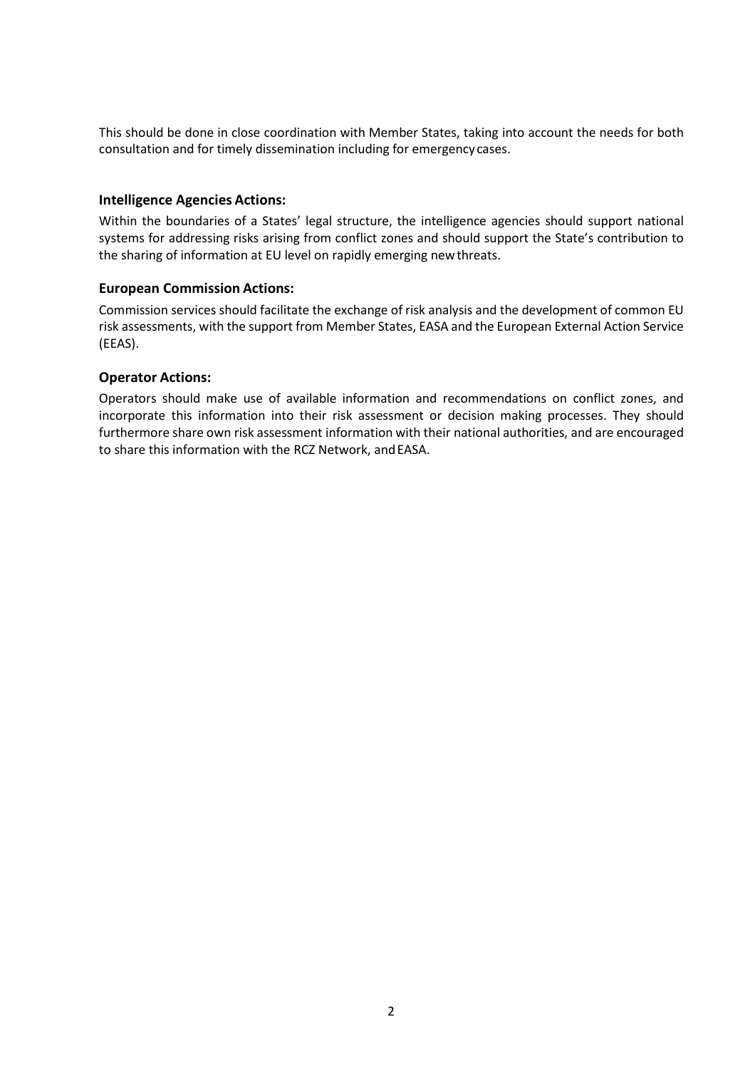This should be done in close coordination with Member States, taking into account the needs for both consultation and for timely dissemination including for emergency cases.

### Intelligence Agencies Actions:

Within the boundaries of a States' legal structure, the intelligence agencies should support national systems for addressing risks arising from conflict zones and should support the State's contribution to the sharing of information at EU level on rapidly emerging new threats.

### European Commission Actions:

Commission services should facilitate the exchange of risk analysis and the development of common EU risk assessments, with the support from Member States, EASA and the European External Action Service (EEAS).

### Operator Actions:

Operators should make use of available information and recommendations on conflict zones, and incorporate this information into their risk assessment or decision making processes. They should furthermore share own risk assessment information with their national authorities, and are encouraged to share this information with the RCZ Network, and EASA.